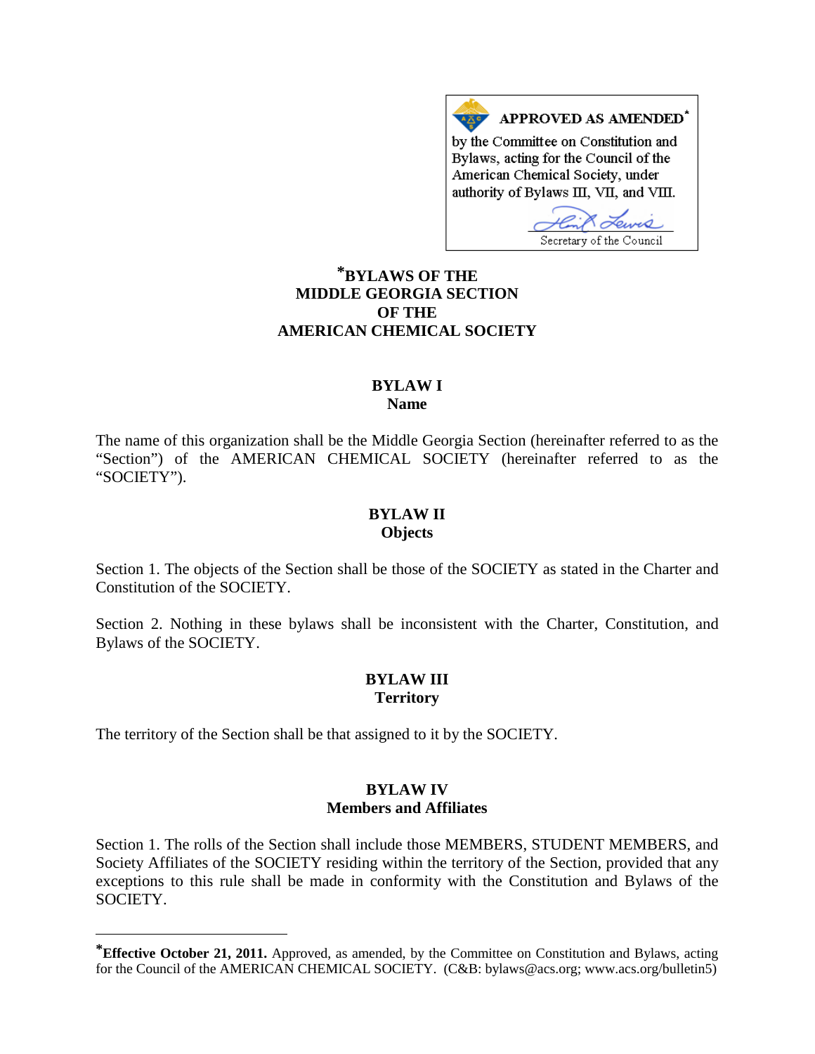**APPROVED AS AMENDED***

by the Committee on Constitution and Bylaws, acting for the Council of the American Chemical Society, under authority of Bylaws III, VII, and VIII.

Secretary of the Council

# *BYLAWS OF THE MIDDLE GEORGIA SECTION OF THE AMERICAN CHEMICAL SOCIETY

## BYLAW I
### Name

The name of this organization shall be the Middle Georgia Section (hereinafter referred to as the "Section") of the AMERICAN CHEMICAL SOCIETY (hereinafter referred to as the "SOCIETY").

## BYLAW II
### Objects

Section 1. The objects of the Section shall be those of the SOCIETY as stated in the Charter and Constitution of the SOCIETY.

Section 2. Nothing in these bylaws shall be inconsistent with the Charter, Constitution, and Bylaws of the SOCIETY.

## BYLAW III
### Territory

The territory of the Section shall be that assigned to it by the SOCIETY.

## BYLAW IV
### Members and Affiliates

Section 1. The rolls of the Section shall include those MEMBERS, STUDENT MEMBERS, and Society Affiliates of the SOCIETY residing within the territory of the Section, provided that any exceptions to this rule shall be made in conformity with the Constitution and Bylaws of the SOCIETY.

---

***Effective October 21, 2011.** Approved, as amended, by the Committee on Constitution and Bylaws, acting for the Council of the AMERICAN CHEMICAL SOCIETY. (C&B: bylaws@acs.org; www.acs.org/bulletin5)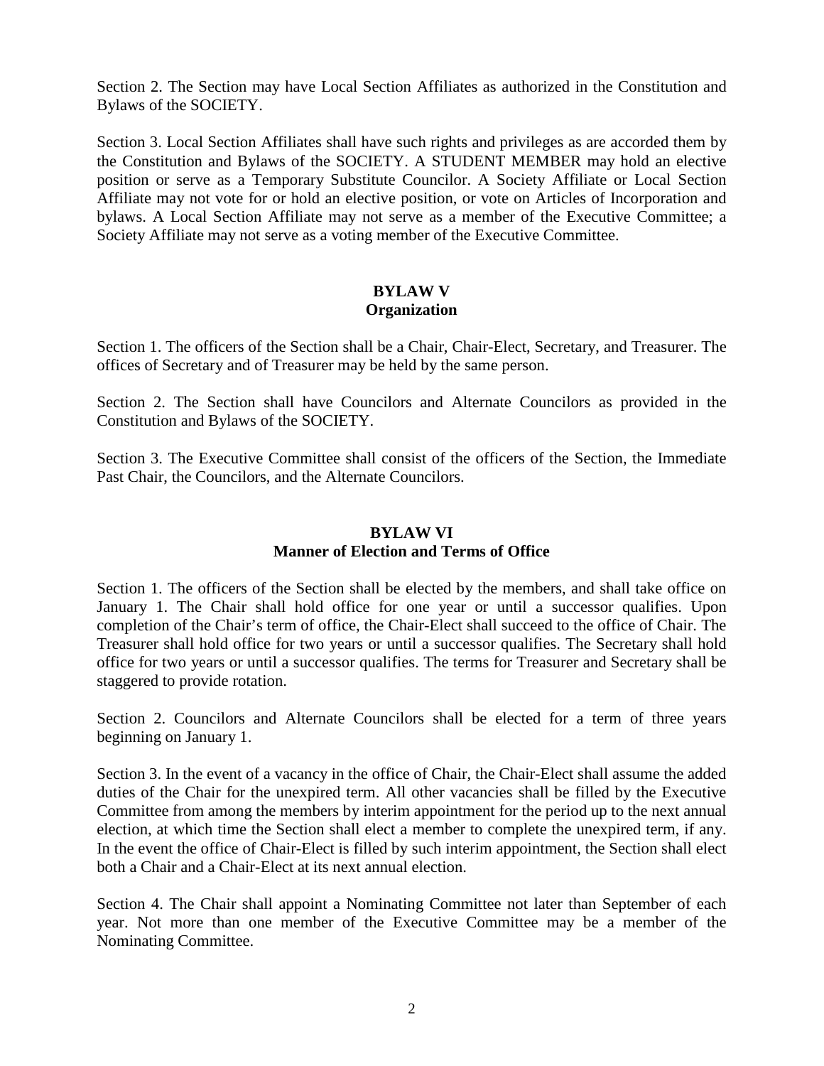Section 2. The Section may have Local Section Affiliates as authorized in the Constitution and Bylaws of the SOCIETY.

Section 3. Local Section Affiliates shall have such rights and privileges as are accorded them by the Constitution and Bylaws of the SOCIETY. A STUDENT MEMBER may hold an elective position or serve as a Temporary Substitute Councilor. A Society Affiliate or Local Section Affiliate may not vote for or hold an elective position, or vote on Articles of Incorporation and bylaws. A Local Section Affiliate may not serve as a member of the Executive Committee; a Society Affiliate may not serve as a voting member of the Executive Committee.

## BYLAW V
## Organization

Section 1. The officers of the Section shall be a Chair, Chair-Elect, Secretary, and Treasurer. The offices of Secretary and of Treasurer may be held by the same person.

Section 2. The Section shall have Councilors and Alternate Councilors as provided in the Constitution and Bylaws of the SOCIETY.

Section 3. The Executive Committee shall consist of the officers of the Section, the Immediate Past Chair, the Councilors, and the Alternate Councilors.

## BYLAW VI
## Manner of Election and Terms of Office

Section 1. The officers of the Section shall be elected by the members, and shall take office on January 1. The Chair shall hold office for one year or until a successor qualifies. Upon completion of the Chair's term of office, the Chair-Elect shall succeed to the office of Chair. The Treasurer shall hold office for two years or until a successor qualifies. The Secretary shall hold office for two years or until a successor qualifies. The terms for Treasurer and Secretary shall be staggered to provide rotation.

Section 2. Councilors and Alternate Councilors shall be elected for a term of three years beginning on January 1.

Section 3. In the event of a vacancy in the office of Chair, the Chair-Elect shall assume the added duties of the Chair for the unexpired term. All other vacancies shall be filled by the Executive Committee from among the members by interim appointment for the period up to the next annual election, at which time the Section shall elect a member to complete the unexpired term, if any. In the event the office of Chair-Elect is filled by such interim appointment, the Section shall elect both a Chair and a Chair-Elect at its next annual election.

Section 4. The Chair shall appoint a Nominating Committee not later than September of each year. Not more than one member of the Executive Committee may be a member of the Nominating Committee.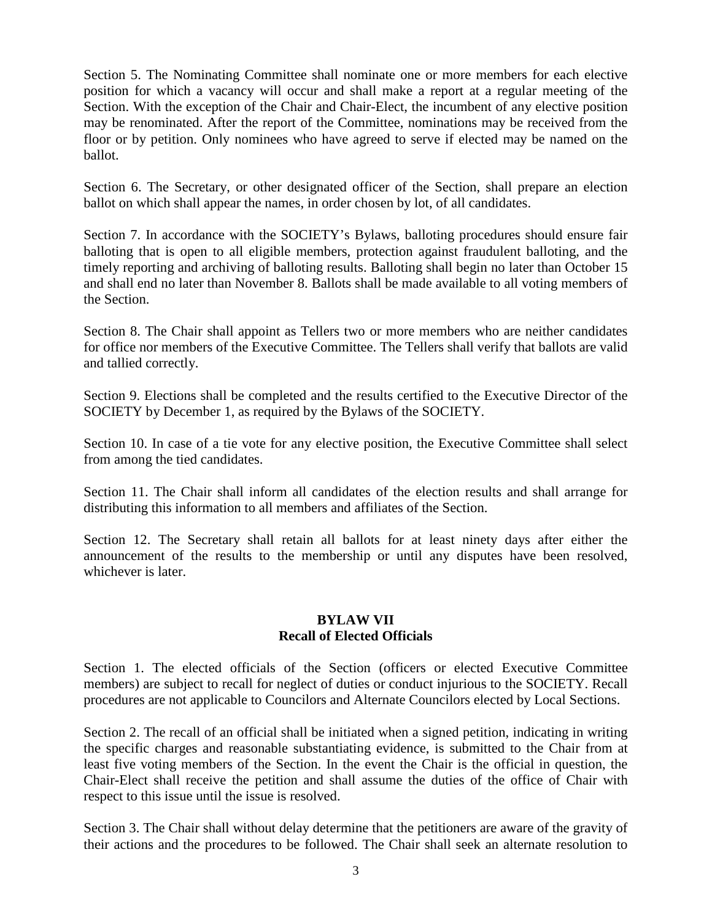Section 5. The Nominating Committee shall nominate one or more members for each elective position for which a vacancy will occur and shall make a report at a regular meeting of the Section. With the exception of the Chair and Chair-Elect, the incumbent of any elective position may be renominated. After the report of the Committee, nominations may be received from the floor or by petition. Only nominees who have agreed to serve if elected may be named on the ballot.

Section 6. The Secretary, or other designated officer of the Section, shall prepare an election ballot on which shall appear the names, in order chosen by lot, of all candidates.

Section 7. In accordance with the SOCIETY's Bylaws, balloting procedures should ensure fair balloting that is open to all eligible members, protection against fraudulent balloting, and the timely reporting and archiving of balloting results. Balloting shall begin no later than October 15 and shall end no later than November 8. Ballots shall be made available to all voting members of the Section.

Section 8. The Chair shall appoint as Tellers two or more members who are neither candidates for office nor members of the Executive Committee. The Tellers shall verify that ballots are valid and tallied correctly.

Section 9. Elections shall be completed and the results certified to the Executive Director of the SOCIETY by December 1, as required by the Bylaws of the SOCIETY.

Section 10. In case of a tie vote for any elective position, the Executive Committee shall select from among the tied candidates.

Section 11. The Chair shall inform all candidates of the election results and shall arrange for distributing this information to all members and affiliates of the Section.

Section 12. The Secretary shall retain all ballots for at least ninety days after either the announcement of the results to the membership or until any disputes have been resolved, whichever is later.

## BYLAW VII
## Recall of Elected Officials

Section 1. The elected officials of the Section (officers or elected Executive Committee members) are subject to recall for neglect of duties or conduct injurious to the SOCIETY. Recall procedures are not applicable to Councilors and Alternate Councilors elected by Local Sections.

Section 2. The recall of an official shall be initiated when a signed petition, indicating in writing the specific charges and reasonable substantiating evidence, is submitted to the Chair from at least five voting members of the Section. In the event the Chair is the official in question, the Chair-Elect shall receive the petition and shall assume the duties of the office of Chair with respect to this issue until the issue is resolved.

Section 3. The Chair shall without delay determine that the petitioners are aware of the gravity of their actions and the procedures to be followed. The Chair shall seek an alternate resolution to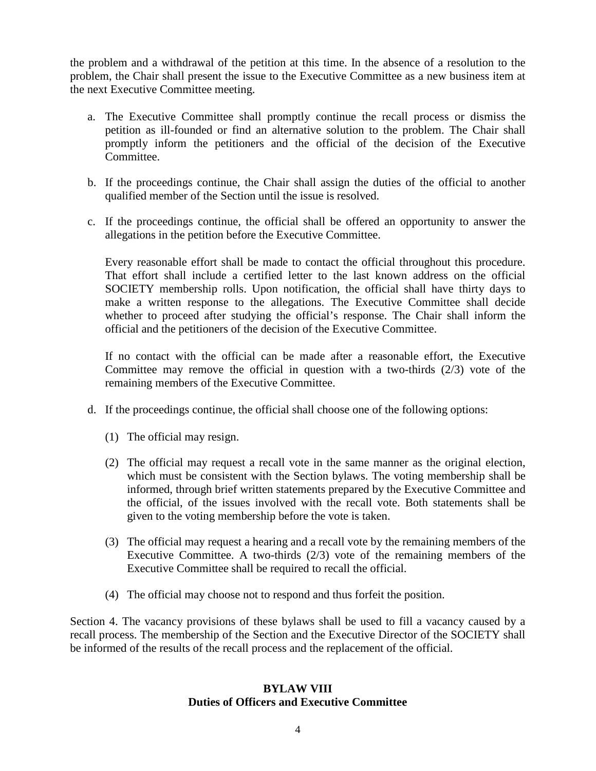the problem and a withdrawal of the petition at this time. In the absence of a resolution to the problem, the Chair shall present the issue to the Executive Committee as a new business item at the next Executive Committee meeting.

a. The Executive Committee shall promptly continue the recall process or dismiss the petition as ill-founded or find an alternative solution to the problem. The Chair shall promptly inform the petitioners and the official of the decision of the Executive Committee.

b. If the proceedings continue, the Chair shall assign the duties of the official to another qualified member of the Section until the issue is resolved.

c. If the proceedings continue, the official shall be offered an opportunity to answer the allegations in the petition before the Executive Committee.

   Every reasonable effort shall be made to contact the official throughout this procedure. That effort shall include a certified letter to the last known address on the official SOCIETY membership rolls. Upon notification, the official shall have thirty days to make a written response to the allegations. The Executive Committee shall decide whether to proceed after studying the official's response. The Chair shall inform the official and the petitioners of the decision of the Executive Committee.

   If no contact with the official can be made after a reasonable effort, the Executive Committee may remove the official in question with a two-thirds (2/3) vote of the remaining members of the Executive Committee.

d. If the proceedings continue, the official shall choose one of the following options:

   (1) The official may resign.

   (2) The official may request a recall vote in the same manner as the original election, which must be consistent with the Section bylaws. The voting membership shall be informed, through brief written statements prepared by the Executive Committee and the official, of the issues involved with the recall vote. Both statements shall be given to the voting membership before the vote is taken.

   (3) The official may request a hearing and a recall vote by the remaining members of the Executive Committee. A two-thirds (2/3) vote of the remaining members of the Executive Committee shall be required to recall the official.

   (4) The official may choose not to respond and thus forfeit the position.

Section 4. The vacancy provisions of these bylaws shall be used to fill a vacancy caused by a recall process. The membership of the Section and the Executive Director of the SOCIETY shall be informed of the results of the recall process and the replacement of the official.

## BYLAW VIII
## Duties of Officers and Executive Committee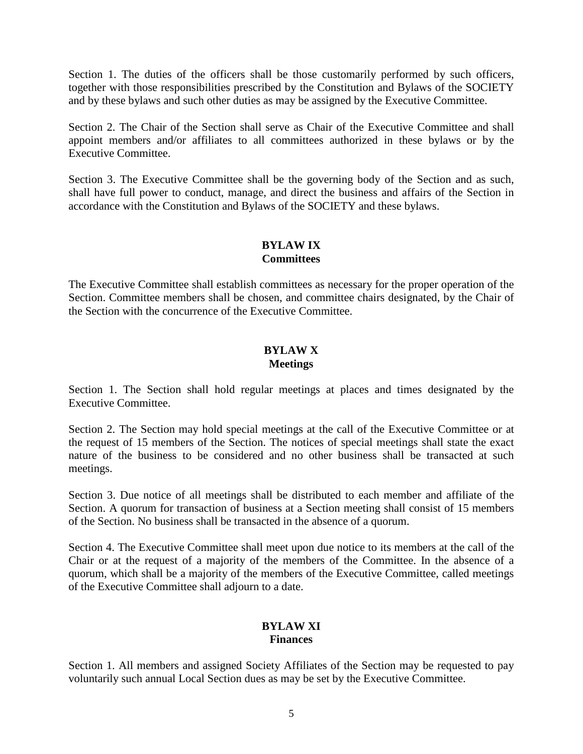Section 1. The duties of the officers shall be those customarily performed by such officers, together with those responsibilities prescribed by the Constitution and Bylaws of the SOCIETY and by these bylaws and such other duties as may be assigned by the Executive Committee.

Section 2. The Chair of the Section shall serve as Chair of the Executive Committee and shall appoint members and/or affiliates to all committees authorized in these bylaws or by the Executive Committee.

Section 3. The Executive Committee shall be the governing body of the Section and as such, shall have full power to conduct, manage, and direct the business and affairs of the Section in accordance with the Constitution and Bylaws of the SOCIETY and these bylaws.

## BYLAW IX
## Committees

The Executive Committee shall establish committees as necessary for the proper operation of the Section. Committee members shall be chosen, and committee chairs designated, by the Chair of the Section with the concurrence of the Executive Committee.

## BYLAW X
## Meetings

Section 1. The Section shall hold regular meetings at places and times designated by the Executive Committee.

Section 2. The Section may hold special meetings at the call of the Executive Committee or at the request of 15 members of the Section. The notices of special meetings shall state the exact nature of the business to be considered and no other business shall be transacted at such meetings.

Section 3. Due notice of all meetings shall be distributed to each member and affiliate of the Section. A quorum for transaction of business at a Section meeting shall consist of 15 members of the Section. No business shall be transacted in the absence of a quorum.

Section 4. The Executive Committee shall meet upon due notice to its members at the call of the Chair or at the request of a majority of the members of the Committee. In the absence of a quorum, which shall be a majority of the members of the Executive Committee, called meetings of the Executive Committee shall adjourn to a date.

## BYLAW XI
## Finances

Section 1. All members and assigned Society Affiliates of the Section may be requested to pay voluntarily such annual Local Section dues as may be set by the Executive Committee.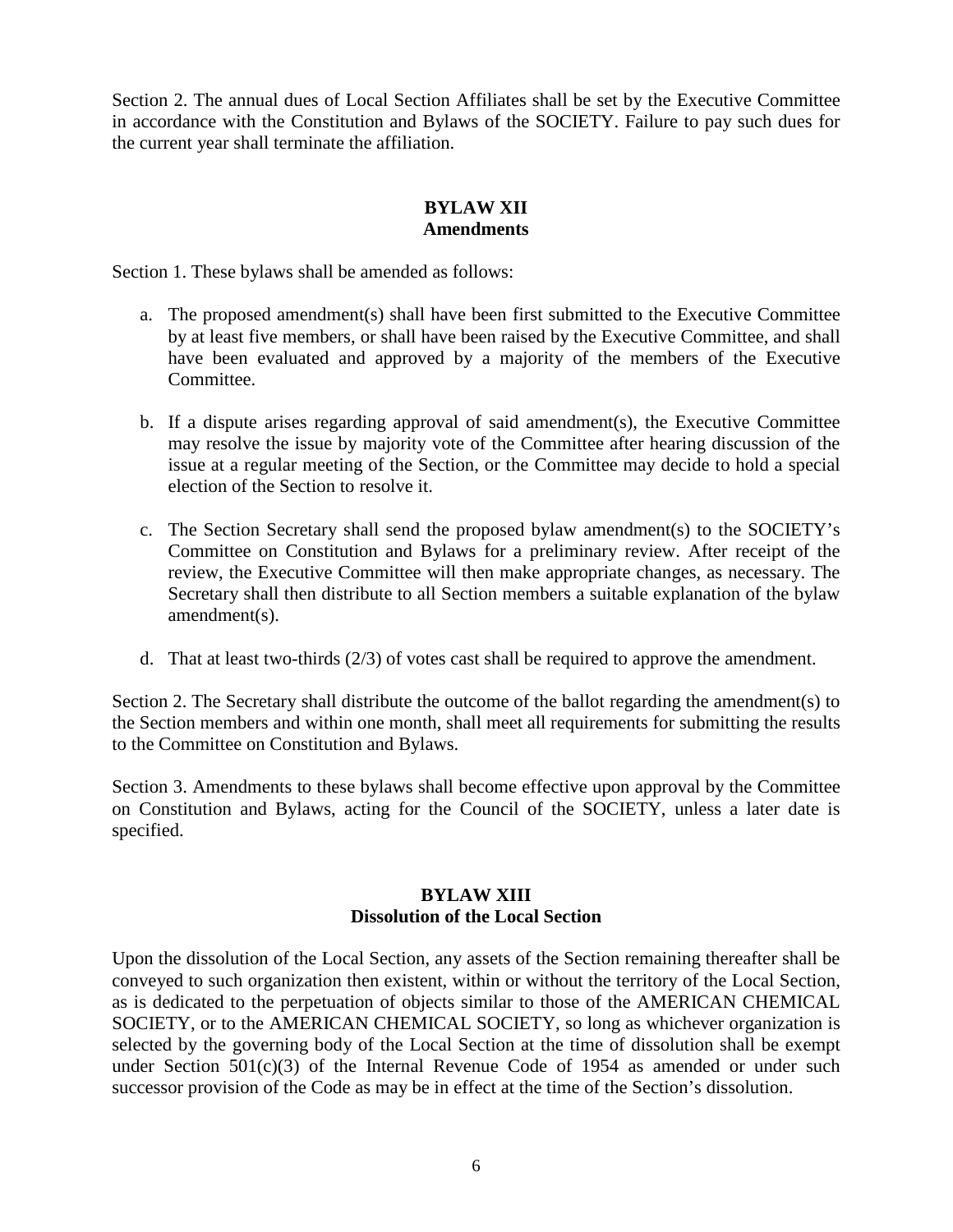Section 2. The annual dues of Local Section Affiliates shall be set by the Executive Committee in accordance with the Constitution and Bylaws of the SOCIETY. Failure to pay such dues for the current year shall terminate the affiliation.

## BYLAW XII
## Amendments

Section 1. These bylaws shall be amended as follows:

a. The proposed amendment(s) shall have been first submitted to the Executive Committee by at least five members, or shall have been raised by the Executive Committee, and shall have been evaluated and approved by a majority of the members of the Executive Committee.

b. If a dispute arises regarding approval of said amendment(s), the Executive Committee may resolve the issue by majority vote of the Committee after hearing discussion of the issue at a regular meeting of the Section, or the Committee may decide to hold a special election of the Section to resolve it.

c. The Section Secretary shall send the proposed bylaw amendment(s) to the SOCIETY's Committee on Constitution and Bylaws for a preliminary review. After receipt of the review, the Executive Committee will then make appropriate changes, as necessary. The Secretary shall then distribute to all Section members a suitable explanation of the bylaw amendment(s).

d. That at least two-thirds (2/3) of votes cast shall be required to approve the amendment.

Section 2. The Secretary shall distribute the outcome of the ballot regarding the amendment(s) to the Section members and within one month, shall meet all requirements for submitting the results to the Committee on Constitution and Bylaws.

Section 3. Amendments to these bylaws shall become effective upon approval by the Committee on Constitution and Bylaws, acting for the Council of the SOCIETY, unless a later date is specified.

## BYLAW XIII
## Dissolution of the Local Section

Upon the dissolution of the Local Section, any assets of the Section remaining thereafter shall be conveyed to such organization then existent, within or without the territory of the Local Section, as is dedicated to the perpetuation of objects similar to those of the AMERICAN CHEMICAL SOCIETY, or to the AMERICAN CHEMICAL SOCIETY, so long as whichever organization is selected by the governing body of the Local Section at the time of dissolution shall be exempt under Section 501(c)(3) of the Internal Revenue Code of 1954 as amended or under such successor provision of the Code as may be in effect at the time of the Section's dissolution.